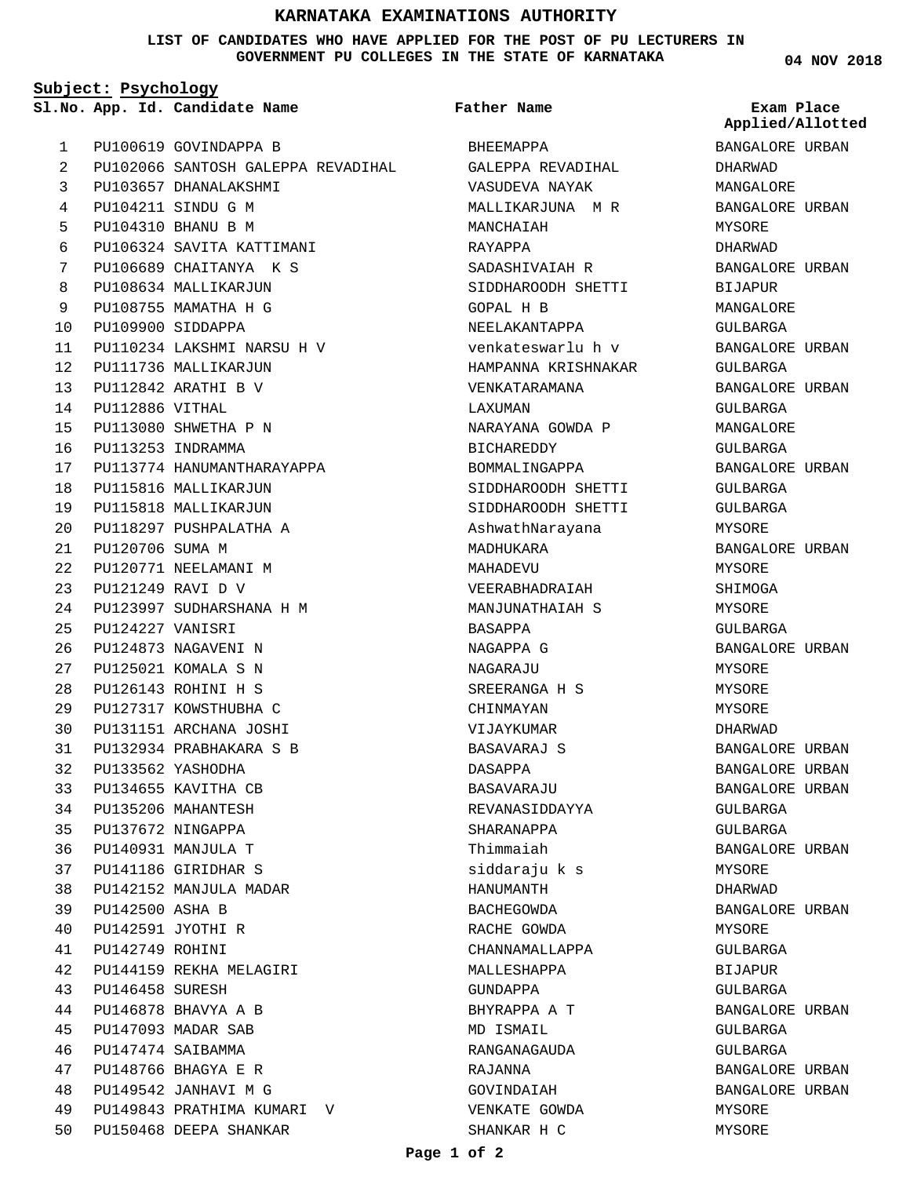# KARNATAKA EXAMINATIONS AUTHORITY

**LIST OF CANDIDATES WHO HAVE APPLIED FOR THE POST OF PU LECTURERS IN GOVERNMENT PU COLLEGES IN THE STATE OF KARNATAKA**

**04 NOV 2018**

**Subject: Psychology**

| Sl.No. | App. Id. | Candidate Name | Father Name | Exam Place Applied/Allotted |
|---|---|---|---|---|
| 1 | PU100619 | GOVINDAPPA B | BHEEMAPPA | BANGALORE URBAN |
| 2 | PU102066 | SANTOSH GALEPPA REVADIHAL | GALEPPA REVADIHAL | DHARWAD |
| 3 | PU103657 | DHANALAKSHMI | VASUDEVA NAYAK | MANGALORE |
| 4 | PU104211 | SINDU G M | MALLIKARJUNA M R | BANGALORE URBAN |
| 5 | PU104310 | BHANU B M | MANCHAIAH | MYSORE |
| 6 | PU106324 | SAVITA KATTIMANI | RAYAPPA | DHARWAD |
| 7 | PU106689 | CHAITANYA K S | SADASHIVAIAH R | BANGALORE URBAN |
| 8 | PU108634 | MALLIKARJUN | SIDDHAROODH SHETTI | BIJAPUR |
| 9 | PU108755 | MAMATHA H G | GOPAL H B | MANGALORE |
| 10 | PU109900 | SIDDAPPA | NEELAKANTAPPA | GULBARGA |
| 11 | PU110234 | LAKSHMI NARSU H V | venkateswarlu h v | BANGALORE URBAN |
| 12 | PU111736 | MALLIKARJUN | HAMPANNA KRISHNAKAR | GULBARGA |
| 13 | PU112842 | ARATHI B V | VENKATARAMANA | BANGALORE URBAN |
| 14 | PU112886 | VITHAL | LAXUMAN | GULBARGA |
| 15 | PU113080 | SHWETHA P N | NARAYANA GOWDA P | MANGALORE |
| 16 | PU113253 | INDRAMMA | BICHAREDDY | GULBARGA |
| 17 | PU113774 | HANUMANTHARAYAPPA | BOMMALINGAPPA | BANGALORE URBAN |
| 18 | PU115816 | MALLIKARJUN | SIDDHAROODH SHETTI | GULBARGA |
| 19 | PU115818 | MALLIKARJUN | SIDDHAROODH SHETTI | GULBARGA |
| 20 | PU118297 | PUSHPALATHA A | AshwathNarayana | MYSORE |
| 21 | PU120706 | SUMA M | MADHUKARA | BANGALORE URBAN |
| 22 | PU120771 | NEELAMANI M | MAHADEVU | MYSORE |
| 23 | PU121249 | RAVI D V | VEERABHADRAIAH | SHIMOGA |
| 24 | PU123997 | SUDHARSHANA H M | MANJUNATHAIAH S | MYSORE |
| 25 | PU124227 | VANISRI | BASAPPA | GULBARGA |
| 26 | PU124873 | NAGAVENI N | NAGAPPA G | BANGALORE URBAN |
| 27 | PU125021 | KOMALA S N | NAGARAJU | MYSORE |
| 28 | PU126143 | ROHINI H S | SREERANGA H S | MYSORE |
| 29 | PU127317 | KOWSTHUBHA C | CHINMAYAN | MYSORE |
| 30 | PU131151 | ARCHANA JOSHI | VIJAYKUMAR | DHARWAD |
| 31 | PU132934 | PRABHAKARA S B | BASAVARAJ S | BANGALORE URBAN |
| 32 | PU133562 | YASHODHA | DASAPPA | BANGALORE URBAN |
| 33 | PU134655 | KAVITHA CB | BASAVARAJU | BANGALORE URBAN |
| 34 | PU135206 | MAHANTESH | REVANASIDDAYYA | GULBARGA |
| 35 | PU137672 | NINGAPPA | SHARANAPPA | GULBARGA |
| 36 | PU140931 | MANJULA T | Thimmaiah | BANGALORE URBAN |
| 37 | PU141186 | GIRIDHAR S | siddaraju k s | MYSORE |
| 38 | PU142152 | MANJULA MADAR | HANUMANTH | DHARWAD |
| 39 | PU142500 | ASHA B | BACHEGOWDA | BANGALORE URBAN |
| 40 | PU142591 | JYOTHI R | RACHE GOWDA | MYSORE |
| 41 | PU142749 | ROHINI | CHANNAMALLAPPA | GULBARGA |
| 42 | PU144159 | REKHA MELAGIRI | MALLESHAPPA | BIJAPUR |
| 43 | PU146458 | SURESH | GUNDAPPA | GULBARGA |
| 44 | PU146878 | BHAVYA A B | BHYRAPPA A T | BANGALORE URBAN |
| 45 | PU147093 | MADAR SAB | MD ISMAIL | GULBARGA |
| 46 | PU147474 | SAIBAMMA | RANGANAGAUDA | GULBARGA |
| 47 | PU148766 | BHAGYA E R | RAJANNA | BANGALORE URBAN |
| 48 | PU149542 | JANHAVI M G | GOVINDAIAH | BANGALORE URBAN |
| 49 | PU149843 | PRATHIMA KUMARI V | VENKATE GOWDA | MYSORE |
| 50 | PU150468 | DEEPA SHANKAR | SHANKAR H C | MYSORE |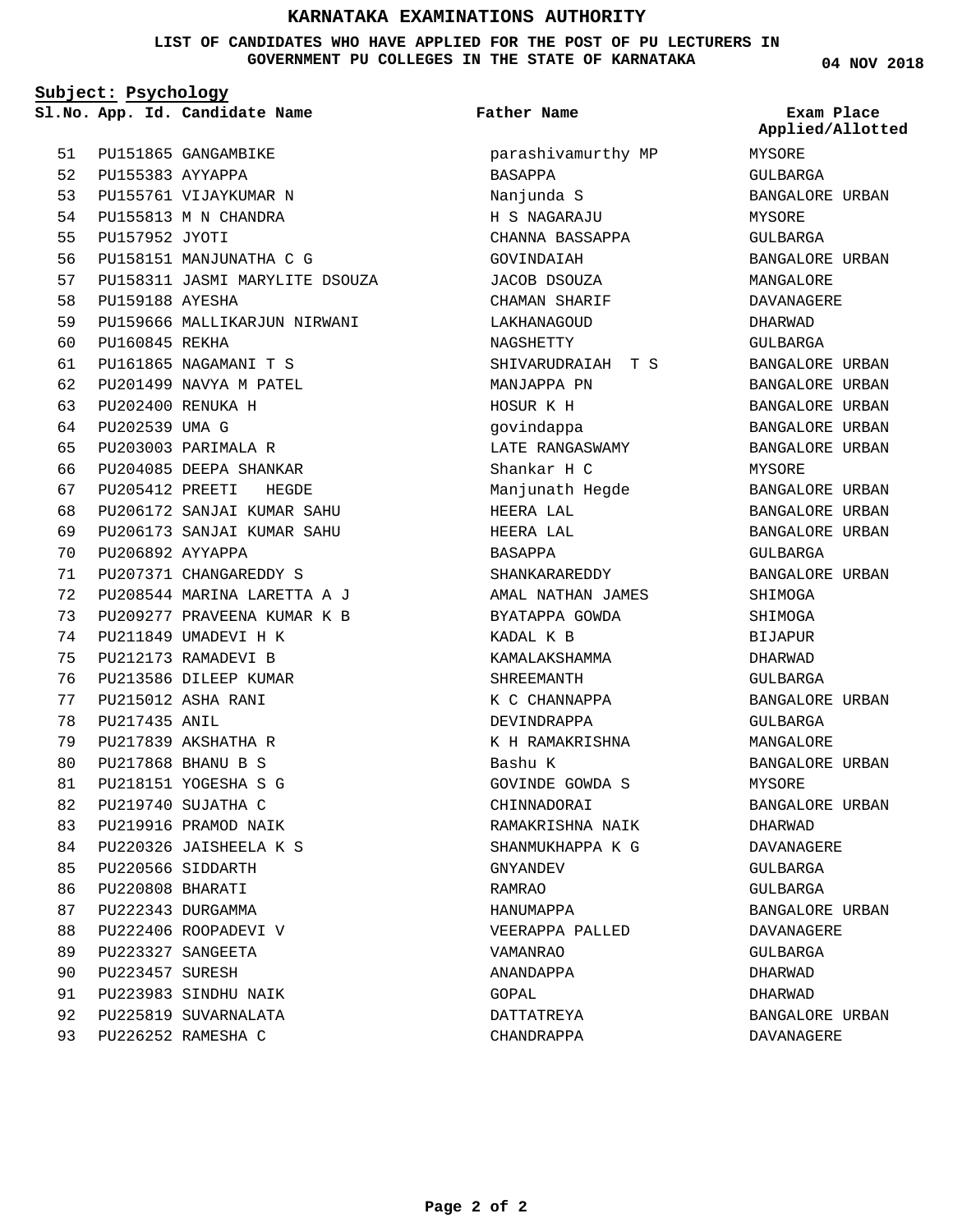# KARNATAKA EXAMINATIONS AUTHORITY

**LIST OF CANDIDATES WHO HAVE APPLIED FOR THE POST OF PU LECTURERS IN GOVERNMENT PU COLLEGES IN THE STATE OF KARNATAKA**

**04 NOV 2018**

**Subject: Psychology**

| Sl.No. | App. Id. | Candidate Name | Father Name | Exam Place Applied/Allotted |
|---|---|---|---|---|
| 51 | PU151865 | GANGAMBIKE | parashivamurthy MP | MYSORE |
| 52 | PU155383 | AYYAPPA | BASAPPA | GULBARGA |
| 53 | PU155761 | VIJAYKUMAR N | Nanjunda S | BANGALORE URBAN |
| 54 | PU155813 | M N CHANDRA | H S NAGARAJU | MYSORE |
| 55 | PU157952 | JYOTI | CHANNA BASSAPPA | GULBARGA |
| 56 | PU158151 | MANJUNATHA C G | GOVINDAIAH | BANGALORE URBAN |
| 57 | PU158311 | JASMI MARYLITE DSOUZA | JACOB DSOUZA | MANGALORE |
| 58 | PU159188 | AYESHA | CHAMAN SHARIF | DAVANAGERE |
| 59 | PU159666 | MALLIKARJUN NIRWANI | LAKHANAGOUD | DHARWAD |
| 60 | PU160845 | REKHA | NAGSHETTY | GULBARGA |
| 61 | PU161865 | NAGAMANI T S | SHIVARUDRAIAH T S | BANGALORE URBAN |
| 62 | PU201499 | NAVYA M PATEL | MANJAPPA PN | BANGALORE URBAN |
| 63 | PU202400 | RENUKA H | HOSUR K H | BANGALORE URBAN |
| 64 | PU202539 | UMA G | govindappa | BANGALORE URBAN |
| 65 | PU203003 | PARIMALA R | LATE RANGASWAMY | BANGALORE URBAN |
| 66 | PU204085 | DEEPA SHANKAR | Shankar H C | MYSORE |
| 67 | PU205412 | PREETI HEGDE | Manjunath Hegde | BANGALORE URBAN |
| 68 | PU206172 | SANJAI KUMAR SAHU | HEERA LAL | BANGALORE URBAN |
| 69 | PU206173 | SANJAI KUMAR SAHU | HEERA LAL | BANGALORE URBAN |
| 70 | PU206892 | AYYAPPA | BASAPPA | GULBARGA |
| 71 | PU207371 | CHANGAREDDY S | SHANKARAREDDY | BANGALORE URBAN |
| 72 | PU208544 | MARINA LARETTA A J | AMAL NATHAN JAMES | SHIMOGA |
| 73 | PU209277 | PRAVEENA KUMAR K B | BYATAPPA GOWDA | SHIMOGA |
| 74 | PU211849 | UMADEVI H K | KADAL K B | BIJAPUR |
| 75 | PU212173 | RAMADEVI B | KAMALAKSHAMMA | DHARWAD |
| 76 | PU213586 | DILEEP KUMAR | SHREEMANTH | GULBARGA |
| 77 | PU215012 | ASHA RANI | K C CHANNAPPA | BANGALORE URBAN |
| 78 | PU217435 | ANIL | DEVINDRAPPA | GULBARGA |
| 79 | PU217839 | AKSHATHA R | K H RAMAKRISHNA | MANGALORE |
| 80 | PU217868 | BHANU B S | Bashu K | BANGALORE URBAN |
| 81 | PU218151 | YOGESHA S G | GOVINDE GOWDA S | MYSORE |
| 82 | PU219740 | SUJATHA C | CHINNADORAI | BANGALORE URBAN |
| 83 | PU219916 | PRAMOD NAIK | RAMAKRISHNA NAIK | DHARWAD |
| 84 | PU220326 | JAISHEELA K S | SHANMUKHAPPA K G | DAVANAGERE |
| 85 | PU220566 | SIDDARTH | GNYANDEV | GULBARGA |
| 86 | PU220808 | BHARATI | RAMRAO | GULBARGA |
| 87 | PU222343 | DURGAMMA | HANUMAPPA | BANGALORE URBAN |
| 88 | PU222406 | ROOPADEVI V | VEERAPPA PALLED | DAVANAGERE |
| 89 | PU223327 | SANGEETA | VAMANRAO | GULBARGA |
| 90 | PU223457 | SURESH | ANANDAPPA | DHARWAD |
| 91 | PU223983 | SINDHU NAIK | GOPAL | DHARWAD |
| 92 | PU225819 | SUVARNALATA | DATTATREYA | BANGALORE URBAN |
| 93 | PU226252 | RAMESHA C | CHANDRAPPA | DAVANAGERE |